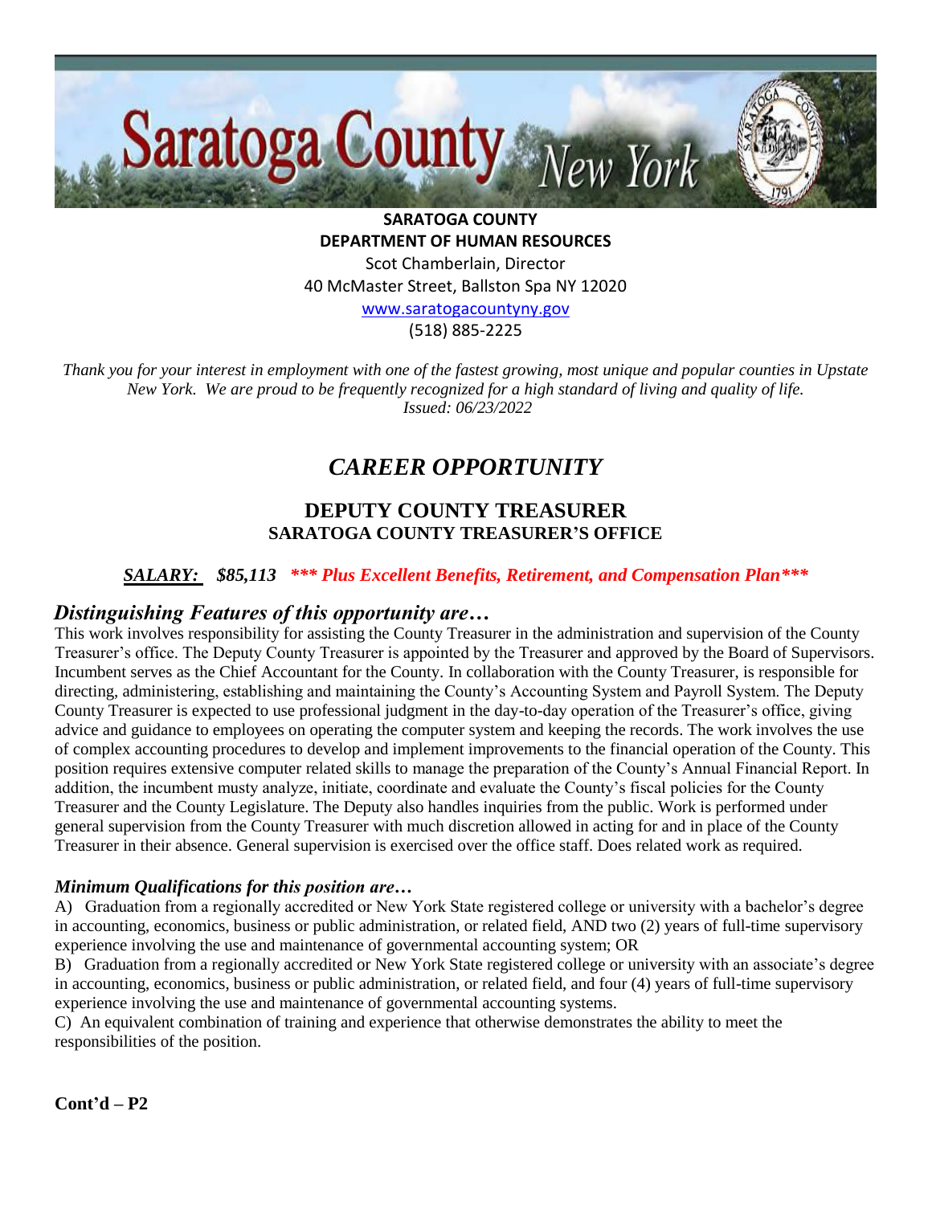**SARATOGA COUNTY**
**DEPARTMENT OF HUMAN RESOURCES**
Scot Chamberlain, Director
40 McMaster Street, Ballston Spa NY 12020
www.saratogacountyny.gov
(518) 885-2225

*Thank you for your interest in employment with one of the fastest growing, most unique and popular counties in Upstate New York. We are proud to be frequently recognized for a high standard of living and quality of life.*
*Issued: 06/23/2022*

# *CAREER OPPORTUNITY*

## DEPUTY COUNTY TREASURER
### SARATOGA COUNTY TREASURER'S OFFICE

***SALARY:*** ***$85,113*** ***\*\*\* Plus Excellent Benefits, Retirement, and Compensation Plan\*\*\****

## *Distinguishing Features of this opportunity are…*

This work involves responsibility for assisting the County Treasurer in the administration and supervision of the County Treasurer's office. The Deputy County Treasurer is appointed by the Treasurer and approved by the Board of Supervisors. Incumbent serves as the Chief Accountant for the County. In collaboration with the County Treasurer, is responsible for directing, administering, establishing and maintaining the County's Accounting System and Payroll System. The Deputy County Treasurer is expected to use professional judgment in the day-to-day operation of the Treasurer's office, giving advice and guidance to employees on operating the computer system and keeping the records. The work involves the use of complex accounting procedures to develop and implement improvements to the financial operation of the County. This position requires extensive computer related skills to manage the preparation of the County's Annual Financial Report. In addition, the incumbent musty analyze, initiate, coordinate and evaluate the County's fiscal policies for the County Treasurer and the County Legislature. The Deputy also handles inquiries from the public. Work is performed under general supervision from the County Treasurer with much discretion allowed in acting for and in place of the County Treasurer in their absence. General supervision is exercised over the office staff. Does related work as required.

### *Minimum Qualifications for this position are…*

A) Graduation from a regionally accredited or New York State registered college or university with a bachelor's degree in accounting, economics, business or public administration, or related field, AND two (2) years of full-time supervisory experience involving the use and maintenance of governmental accounting system; OR

B) Graduation from a regionally accredited or New York State registered college or university with an associate's degree in accounting, economics, business or public administration, or related field, and four (4) years of full-time supervisory experience involving the use and maintenance of governmental accounting systems.

C) An equivalent combination of training and experience that otherwise demonstrates the ability to meet the responsibilities of the position.

**Cont'd – P2**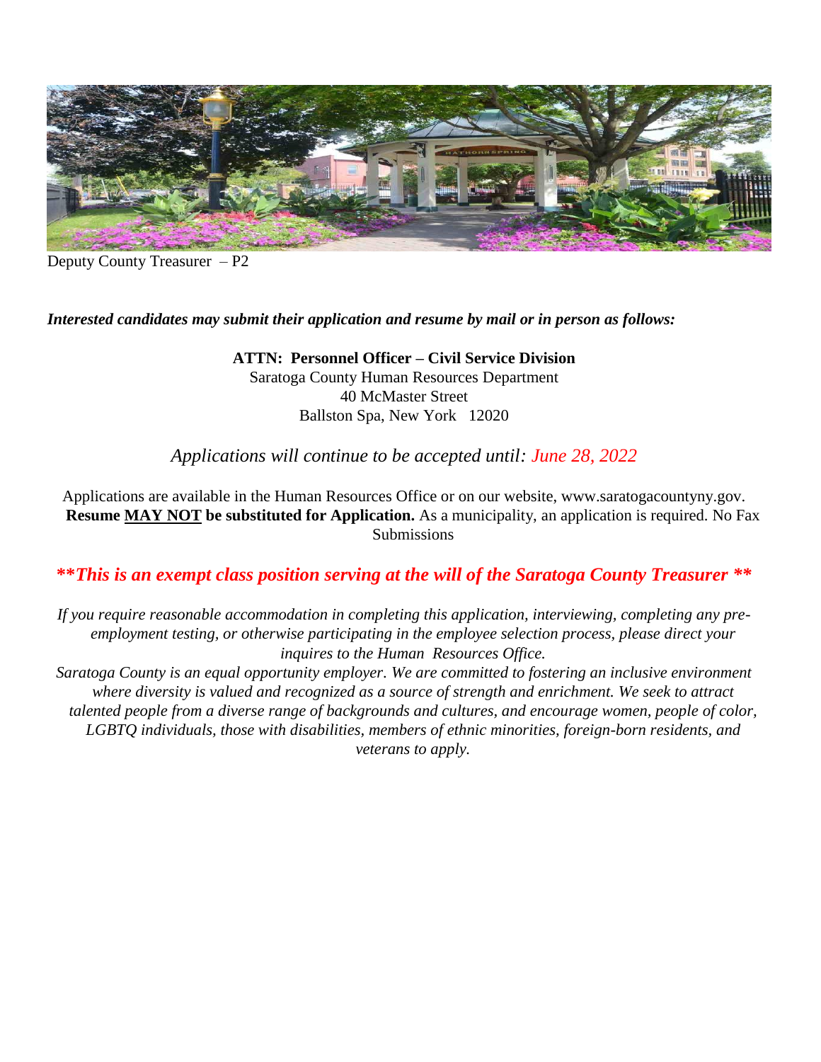Deputy County Treasurer – P2

***Interested candidates may submit their application and resume by mail or in person as follows:***

**ATTN: Personnel Officer – Civil Service Division**
Saratoga County Human Resources Department
40 McMaster Street
Ballston Spa, New York 12020

*Applications will continue to be accepted until: June 28, 2022*

Applications are available in the Human Resources Office or on our website, www.saratogacountyny.gov. **Resume MAY NOT be substituted for Application.** As a municipality, an application is required. No Fax Submissions

***\*\*This is an exempt class position serving at the will of the Saratoga County Treasurer \*\****

*If you require reasonable accommodation in completing this application, interviewing, completing any pre-employment testing, or otherwise participating in the employee selection process, please direct your inquires to the Human Resources Office.*

*Saratoga County is an equal opportunity employer. We are committed to fostering an inclusive environment where diversity is valued and recognized as a source of strength and enrichment. We seek to attract talented people from a diverse range of backgrounds and cultures, and encourage women, people of color, LGBTQ individuals, those with disabilities, members of ethnic minorities, foreign-born residents, and veterans to apply.*